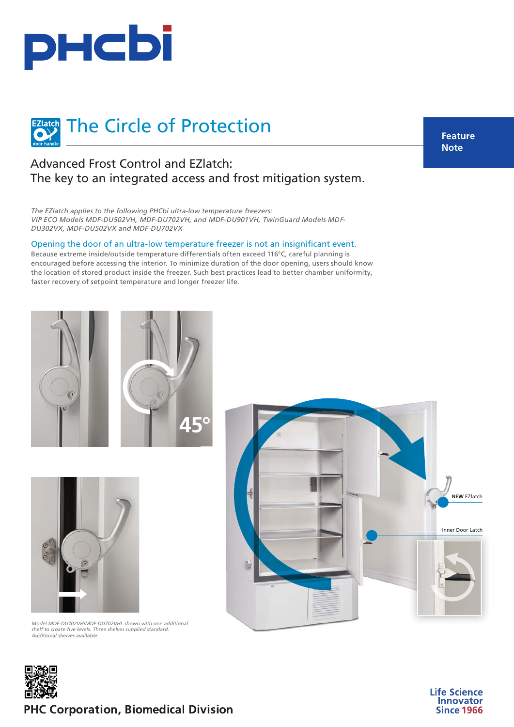# The Circle of Protection

**Feature Note**

## Advanced Frost Control and EZlatch:
## The key to an integrated access and frost mitigation system.

*The EZlatch applies to the following PHCbi ultra-low temperature freezers: VIP ECO Models MDF-DU502VH, MDF-DU702VH, and MDF-DU901VH, TwinGuard Models MDF-DU302VX, MDF-DU502VX and MDF-DU702VX*

### Opening the door of an ultra-low temperature freezer is not an insignificant event.

Because extreme inside/outside temperature differentials often exceed 116°C, careful planning is encouraged before accessing the interior. To minimize duration of the door opening, users should know the location of stored product inside the freezer. Such best practices lead to better chamber uniformity, faster recovery of setpoint temperature and longer freezer life.

45°

**NEW** EZlatch

Inner Door Latch

*Model MDF-DU702VH/MDF-DU702VHL shown with one additional shelf to create five levels. Three shelves supplied standard. Additional shelves available.*

**PHC Corporation, Biomedical Division**

Life Science Innovator Since 1966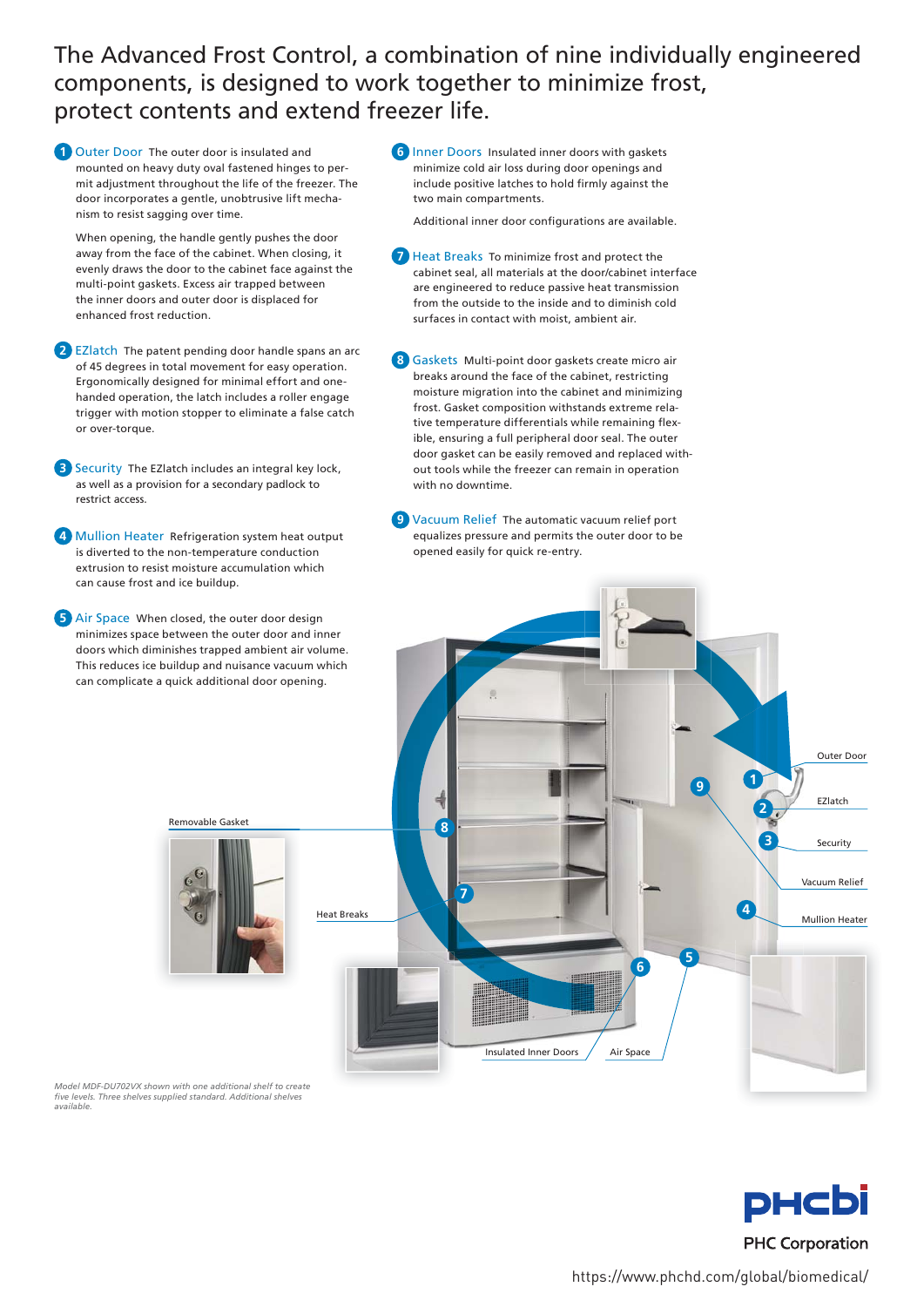# The Advanced Frost Control, a combination of nine individually engineered components, is designed to work together to minimize frost, protect contents and extend freezer life.

**1 Outer Door** The outer door is insulated and mounted on heavy duty oval fastened hinges to permit adjustment throughout the life of the freezer. The door incorporates a gentle, unobtrusive lift mechanism to resist sagging over time.

When opening, the handle gently pushes the door away from the face of the cabinet. When closing, it evenly draws the door to the cabinet face against the multi-point gaskets. Excess air trapped between the inner doors and outer door is displaced for enhanced frost reduction.

**2 EZlatch** The patent pending door handle spans an arc of 45 degrees in total movement for easy operation. Ergonomically designed for minimal effort and one-handed operation, the latch includes a roller engage trigger with motion stopper to eliminate a false catch or over-torque.

**3 Security** The EZlatch includes an integral key lock, as well as a provision for a secondary padlock to restrict access.

**4 Mullion Heater** Refrigeration system heat output is diverted to the non-temperature conduction extrusion to resist moisture accumulation which can cause frost and ice buildup.

**5 Air Space** When closed, the outer door design minimizes space between the outer door and inner doors which diminishes trapped ambient air volume. This reduces ice buildup and nuisance vacuum which can complicate a quick additional door opening.

**6 Inner Doors** Insulated inner doors with gaskets minimize cold air loss during door openings and include positive latches to hold firmly against the two main compartments.

Additional inner door configurations are available.

**7 Heat Breaks** To minimize frost and protect the cabinet seal, all materials at the door/cabinet interface are engineered to reduce passive heat transmission from the outside to the inside and to diminish cold surfaces in contact with moist, ambient air.

**8 Gaskets** Multi-point door gaskets create micro air breaks around the face of the cabinet, restricting moisture migration into the cabinet and minimizing frost. Gasket composition withstands extreme relative temperature differentials while remaining flexible, ensuring a full peripheral door seal. The outer door gasket can be easily removed and replaced without tools while the freezer can remain in operation with no downtime.

**9 Vacuum Relief** The automatic vacuum relief port equalizes pressure and permits the outer door to be opened easily for quick re-entry.

Removable Gasket

Heat Breaks

Insulated Inner Doors

Air Space

Outer Door

EZlatch

Security

Vacuum Relief

Mullion Heater

*Model MDF-DU702VX shown with one additional shelf to create five levels. Three shelves supplied standard. Additional shelves available.*

PHC Corporation

https://www.phchd.com/global/biomedical/